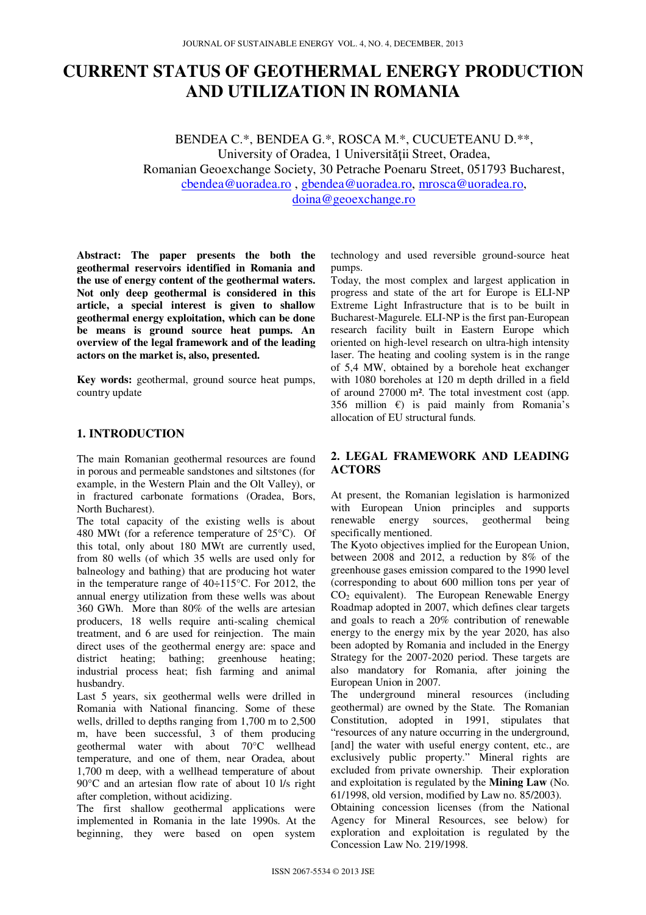# CURRENT STATUS OF GEOTHERMAL ENERGY PRODUCTION AND UTILIZATION IN ROMANIA

BENDEA C.*, BENDEA G.*, ROSCA M.*, CUCUETEANU D.**,
University of Oradea, 1 Universităţii Street, Oradea,
Romanian Geoexchange Society, 30 Petrache Poenaru Street, 051793 Bucharest,
cbendea@uoradea.ro , gbendea@uoradea.ro, mrosca@uoradea.ro,
doina@geoexchange.ro

**Abstract: The paper presents the both the geothermal reservoirs identified in Romania and the use of energy content of the geothermal waters. Not only deep geothermal is considered in this article, a special interest is given to shallow geothermal energy exploitation, which can be done be means is ground source heat pumps. An overview of the legal framework and of the leading actors on the market is, also, presented.**

**Key words:** geothermal, ground source heat pumps, country update

## 1. INTRODUCTION

The main Romanian geothermal resources are found in porous and permeable sandstones and siltstones (for example, in the Western Plain and the Olt Valley), or in fractured carbonate formations (Oradea, Bors, North Bucharest).

The total capacity of the existing wells is about 480 MWt (for a reference temperature of 25°C). Of this total, only about 180 MWt are currently used, from 80 wells (of which 35 wells are used only for balneology and bathing) that are producing hot water in the temperature range of 40÷115°C. For 2012, the annual energy utilization from these wells was about 360 GWh. More than 80% of the wells are artesian producers, 18 wells require anti-scaling chemical treatment, and 6 are used for reinjection. The main direct uses of the geothermal energy are: space and district heating; bathing; greenhouse heating; industrial process heat; fish farming and animal husbandry.

Last 5 years, six geothermal wells were drilled in Romania with National financing. Some of these wells, drilled to depths ranging from 1,700 m to 2,500 m, have been successful, 3 of them producing geothermal water with about 70°C wellhead temperature, and one of them, near Oradea, about 1,700 m deep, with a wellhead temperature of about 90°C and an artesian flow rate of about 10 l/s right after completion, without acidizing.

The first shallow geothermal applications were implemented in Romania in the late 1990s. At the beginning, they were based on open system technology and used reversible ground-source heat pumps.

Today, the most complex and largest application in progress and state of the art for Europe is ELI-NP Extreme Light Infrastructure that is to be built in Bucharest-Magurele. ELI-NP is the first pan-European research facility built in Eastern Europe which oriented on high-level research on ultra-high intensity laser. The heating and cooling system is in the range of 5,4 MW, obtained by a borehole heat exchanger with 1080 boreholes at 120 m depth drilled in a field of around 27000 m². The total investment cost (app. 356 million €) is paid mainly from Romania's allocation of EU structural funds.

## 2. LEGAL FRAMEWORK AND LEADING ACTORS

At present, the Romanian legislation is harmonized with European Union principles and supports renewable energy sources, geothermal being specifically mentioned.

The Kyoto objectives implied for the European Union, between 2008 and 2012, a reduction by 8% of the greenhouse gases emission compared to the 1990 level (corresponding to about 600 million tons per year of $CO_2$ equivalent). The European Renewable Energy Roadmap adopted in 2007, which defines clear targets and goals to reach a 20% contribution of renewable energy to the energy mix by the year 2020, has also been adopted by Romania and included in the Energy Strategy for the 2007-2020 period. These targets are also mandatory for Romania, after joining the European Union in 2007.

The underground mineral resources (including geothermal) are owned by the State. The Romanian Constitution, adopted in 1991, stipulates that "resources of any nature occurring in the underground, [and] the water with useful energy content, etc., are exclusively public property." Mineral rights are excluded from private ownership. Their exploration and exploitation is regulated by the **Mining Law** (No. 61/1998, old version, modified by Law no. 85/2003).

Obtaining concession licenses (from the National Agency for Mineral Resources, see below) for exploration and exploitation is regulated by the Concession Law No. 219/1998.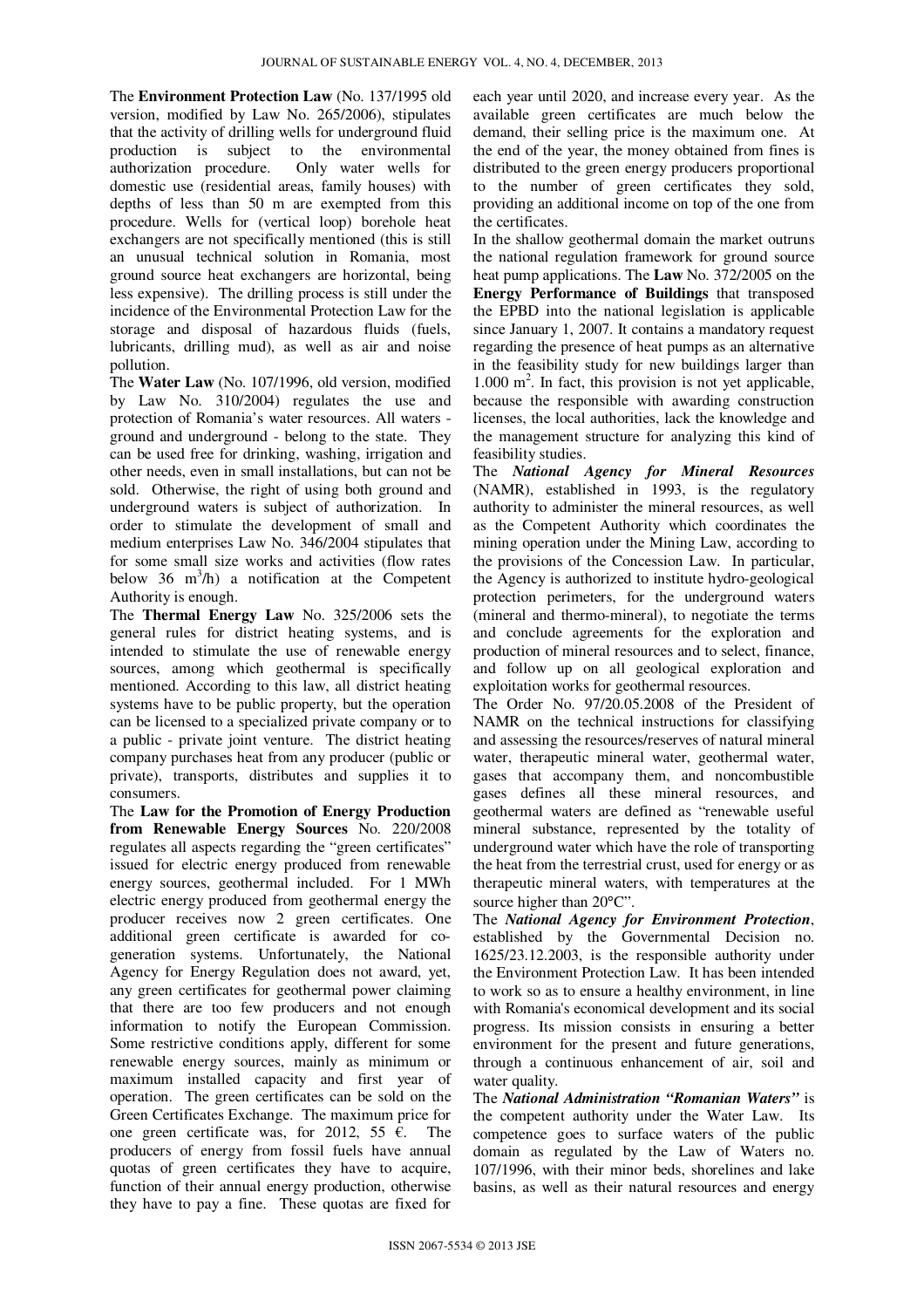The **Environment Protection Law** (No. 137/1995 old version, modified by Law No. 265/2006), stipulates that the activity of drilling wells for underground fluid production is subject to the environmental authorization procedure. Only water wells for domestic use (residential areas, family houses) with depths of less than 50 m are exempted from this procedure. Wells for (vertical loop) borehole heat exchangers are not specifically mentioned (this is still an unusual technical solution in Romania, most ground source heat exchangers are horizontal, being less expensive). The drilling process is still under the incidence of the Environmental Protection Law for the storage and disposal of hazardous fluids (fuels, lubricants, drilling mud), as well as air and noise pollution.

The **Water Law** (No. 107/1996, old version, modified by Law No. 310/2004) regulates the use and protection of Romania's water resources. All waters - ground and underground - belong to the state. They can be used free for drinking, washing, irrigation and other needs, even in small installations, but can not be sold. Otherwise, the right of using both ground and underground waters is subject of authorization. In order to stimulate the development of small and medium enterprises Law No. 346/2004 stipulates that for some small size works and activities (flow rates below 36 $m^3/h$) a notification at the Competent Authority is enough.

The **Thermal Energy Law** No. 325/2006 sets the general rules for district heating systems, and is intended to stimulate the use of renewable energy sources, among which geothermal is specifically mentioned. According to this law, all district heating systems have to be public property, but the operation can be licensed to a specialized private company or to a public - private joint venture. The district heating company purchases heat from any producer (public or private), transports, distributes and supplies it to consumers.

The **Law for the Promotion of Energy Production from Renewable Energy Sources** No. 220/2008 regulates all aspects regarding the "green certificates" issued for electric energy produced from renewable energy sources, geothermal included. For 1 MWh electric energy produced from geothermal energy the producer receives now 2 green certificates. One additional green certificate is awarded for co-generation systems. Unfortunately, the National Agency for Energy Regulation does not award, yet, any green certificates for geothermal power claiming that there are too few producers and not enough information to notify the European Commission. Some restrictive conditions apply, different for some renewable energy sources, mainly as minimum or maximum installed capacity and first year of operation. The green certificates can be sold on the Green Certificates Exchange. The maximum price for one green certificate was, for 2012, 55 €. The producers of energy from fossil fuels have annual quotas of green certificates they have to acquire, function of their annual energy production, otherwise they have to pay a fine. These quotas are fixed for each year until 2020, and increase every year. As the available green certificates are much below the demand, their selling price is the maximum one. At the end of the year, the money obtained from fines is distributed to the green energy producers proportional to the number of green certificates they sold, providing an additional income on top of the one from the certificates.

In the shallow geothermal domain the market outruns the national regulation framework for ground source heat pump applications. The **Law** No. 372/2005 on the **Energy Performance of Buildings** that transposed the EPBD into the national legislation is applicable since January 1, 2007. It contains a mandatory request regarding the presence of heat pumps as an alternative in the feasibility study for new buildings larger than 1.000 $m^2$. In fact, this provision is not yet applicable, because the responsible with awarding construction licenses, the local authorities, lack the knowledge and the management structure for analyzing this kind of feasibility studies.

The ***National Agency for Mineral Resources*** (NAMR), established in 1993, is the regulatory authority to administer the mineral resources, as well as the Competent Authority which coordinates the mining operation under the Mining Law, according to the provisions of the Concession Law. In particular, the Agency is authorized to institute hydro-geological protection perimeters, for the underground waters (mineral and thermo-mineral), to negotiate the terms and conclude agreements for the exploration and production of mineral resources and to select, finance, and follow up on all geological exploration and exploitation works for geothermal resources.

The Order No. 97/20.05.2008 of the President of NAMR on the technical instructions for classifying and assessing the resources/reserves of natural mineral water, therapeutic mineral water, geothermal water, gases that accompany them, and noncombustible gases defines all these mineral resources, and geothermal waters are defined as "renewable useful mineral substance, represented by the totality of underground water which have the role of transporting the heat from the terrestrial crust, used for energy or as therapeutic mineral waters, with temperatures at the source higher than 20°C".

The ***National Agency for Environment Protection***, established by the Governmental Decision no. 1625/23.12.2003, is the responsible authority under the Environment Protection Law. It has been intended to work so as to ensure a healthy environment, in line with Romania's economical development and its social progress. Its mission consists in ensuring a better environment for the present and future generations, through a continuous enhancement of air, soil and water quality.

The ***National Administration "Romanian Waters"*** is the competent authority under the Water Law. Its competence goes to surface waters of the public domain as regulated by the Law of Waters no. 107/1996, with their minor beds, shorelines and lake basins, as well as their natural resources and energy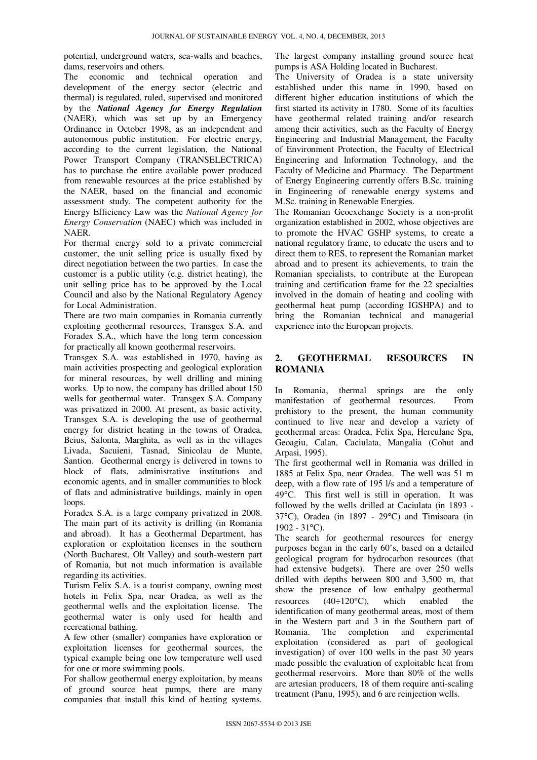potential, underground waters, sea-walls and beaches, dams, reservoirs and others.

The economic and technical operation and development of the energy sector (electric and thermal) is regulated, ruled, supervised and monitored by the ***National Agency for Energy Regulation*** (NAER), which was set up by an Emergency Ordinance in October 1998, as an independent and autonomous public institution. For electric energy, according to the current legislation, the National Power Transport Company (TRANSELECTRICA) has to purchase the entire available power produced from renewable resources at the price established by the NAER, based on the financial and economic assessment study. The competent authority for the Energy Efficiency Law was the *National Agency for Energy Conservation* (NAEC) which was included in NAER.

For thermal energy sold to a private commercial customer, the unit selling price is usually fixed by direct negotiation between the two parties. In case the customer is a public utility (e.g. district heating), the unit selling price has to be approved by the Local Council and also by the National Regulatory Agency for Local Administration.

There are two main companies in Romania currently exploiting geothermal resources, Transgex S.A. and Foradex S.A., which have the long term concession for practically all known geothermal reservoirs.

Transgex S.A. was established in 1970, having as main activities prospecting and geological exploration for mineral resources, by well drilling and mining works. Up to now, the company has drilled about 150 wells for geothermal water. Transgex S.A. Company was privatized in 2000. At present, as basic activity, Transgex S.A. is developing the use of geothermal energy for district heating in the towns of Oradea, Beius, Salonta, Marghita, as well as in the villages Livada, Sacuieni, Tasnad, Sinicolau de Munte, Santion. Geothermal energy is delivered in towns to block of flats, administrative institutions and economic agents, and in smaller communities to block of flats and administrative buildings, mainly in open loops.

Foradex S.A. is a large company privatized in 2008. The main part of its activity is drilling (in Romania and abroad). It has a Geothermal Department, has exploration or exploitation licenses in the southern (North Bucharest, Olt Valley) and south-western part of Romania, but not much information is available regarding its activities.

Turism Felix S.A. is a tourist company, owning most hotels in Felix Spa, near Oradea, as well as the geothermal wells and the exploitation license. The geothermal water is only used for health and recreational bathing.

A few other (smaller) companies have exploration or exploitation licenses for geothermal sources, the typical example being one low temperature well used for one or more swimming pools.

For shallow geothermal energy exploitation, by means of ground source heat pumps, there are many companies that install this kind of heating systems. The largest company installing ground source heat pumps is ASA Holding located in Bucharest.

The University of Oradea is a state university established under this name in 1990, based on different higher education institutions of which the first started its activity in 1780. Some of its faculties have geothermal related training and/or research among their activities, such as the Faculty of Energy Engineering and Industrial Management, the Faculty of Environment Protection, the Faculty of Electrical Engineering and Information Technology, and the Faculty of Medicine and Pharmacy. The Department of Energy Engineering currently offers B.Sc. training in Engineering of renewable energy systems and M.Sc. training in Renewable Energies.

The Romanian Geoexchange Society is a non-profit organization established in 2002, whose objectives are to promote the HVAC GSHP systems, to create a national regulatory frame, to educate the users and to direct them to RES, to represent the Romanian market abroad and to present its achievements, to train the Romanian specialists, to contribute at the European training and certification frame for the 22 specialties involved in the domain of heating and cooling with geothermal heat pump (according IGSHPA) and to bring the Romanian technical and managerial experience into the European projects.

## 2. GEOTHERMAL RESOURCES IN ROMANIA

In Romania, thermal springs are the only manifestation of geothermal resources. From prehistory to the present, the human community continued to live near and develop a variety of geothermal areas: Oradea, Felix Spa, Herculane Spa, Geoagiu, Calan, Caciulata, Mangalia (Cohut and Arpasi, 1995).

The first geothermal well in Romania was drilled in 1885 at Felix Spa, near Oradea. The well was 51 m deep, with a flow rate of 195 l/s and a temperature of 49°C. This first well is still in operation. It was followed by the wells drilled at Caciulata (in 1893 - 37°C), Oradea (in 1897 - 29°C) and Timisoara (in 1902 - 31°C).

The search for geothermal resources for energy purposes began in the early 60's, based on a detailed geological program for hydrocarbon resources (that had extensive budgets). There are over 250 wells drilled with depths between 800 and 3,500 m, that show the presence of low enthalpy geothermal resources (40÷120°C), which enabled the identification of many geothermal areas, most of them in the Western part and 3 in the Southern part of Romania. The completion and experimental exploitation (considered as part of geological investigation) of over 100 wells in the past 30 years made possible the evaluation of exploitable heat from geothermal reservoirs. More than 80% of the wells are artesian producers, 18 of them require anti-scaling treatment (Panu, 1995), and 6 are reinjection wells.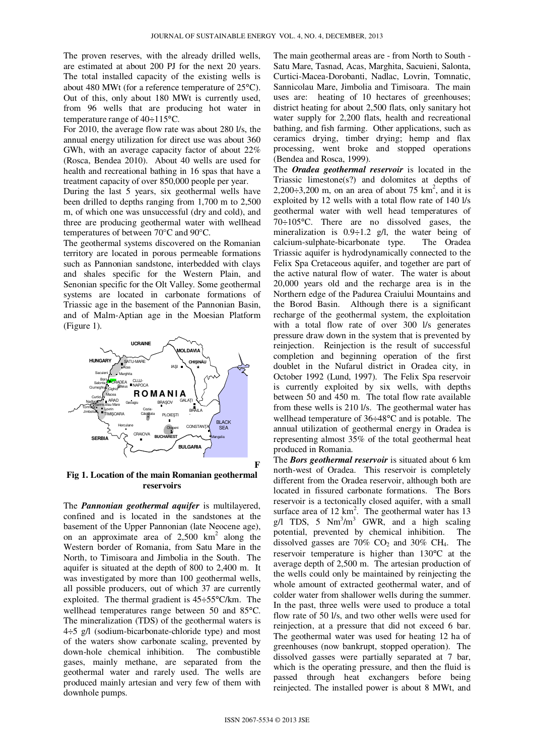The proven reserves, with the already drilled wells, are estimated at about 200 PJ for the next 20 years. The total installed capacity of the existing wells is about 480 MWt (for a reference temperature of 25°C). Out of this, only about 180 MWt is currently used, from 96 wells that are producing hot water in temperature range of 40÷115°C.

For 2010, the average flow rate was about 280 l/s, the annual energy utilization for direct use was about 360 GWh, with an average capacity factor of about 22% (Rosca, Bendea 2010). About 40 wells are used for health and recreational bathing in 16 spas that have a treatment capacity of over 850,000 people per year.

During the last 5 years, six geothermal wells have been drilled to depths ranging from 1,700 m to 2,500 m, of which one was unsuccessful (dry and cold), and three are producing geothermal water with wellhead temperatures of between 70°C and 90°C.

The geothermal systems discovered on the Romanian territory are located in porous permeable formations such as Pannonian sandstone, interbedded with clays and shales specific for the Western Plain, and Senonian specific for the Olt Valley. Some geothermal systems are located in carbonate formations of Triassic age in the basement of the Pannonian Basin, and of Malm-Aptian age in the Moesian Platform (Figure 1).

**Fig 1. Location of the main Romanian geothermal reservoirs**

The ***Pannonian geothermal aquifer*** is multilayered, confined and is located in the sandstones at the basement of the Upper Pannonian (late Neocene age), on an approximate area of 2,500 km$^2$ along the Western border of Romania, from Satu Mare in the North, to Timisoara and Jimbolia in the South. The aquifer is situated at the depth of 800 to 2,400 m. It was investigated by more than 100 geothermal wells, all possible producers, out of which 37 are currently exploited. The thermal gradient is 45÷55°C/km. The wellhead temperatures range between 50 and 85°C. The mineralization (TDS) of the geothermal waters is 4÷5 g/l (sodium-bicarbonate-chloride type) and most of the waters show carbonate scaling, prevented by down-hole chemical inhibition. The combustible gases, mainly methane, are separated from the geothermal water and rarely used. The wells are produced mainly artesian and very few of them with downhole pumps.

The main geothermal areas are - from North to South - Satu Mare, Tasnad, Acas, Marghita, Sacuieni, Salonta, Curtici-Macea-Dorobanti, Nadlac, Lovrin, Tomnatic, Sannicolau Mare, Jimbolia and Timisoara. The main uses are: heating of 10 hectares of greenhouses; district heating for about 2,500 flats, only sanitary hot water supply for 2,200 flats, health and recreational bathing, and fish farming. Other applications, such as ceramics drying, timber drying; hemp and flax processing, went broke and stopped operations (Bendea and Rosca, 1999).

The ***Oradea geothermal reservoir*** is located in the Triassic limestone(s?) and dolomites at depths of 2,200÷3,200 m, on an area of about 75 km$^2$, and it is exploited by 12 wells with a total flow rate of 140 l/s geothermal water with well head temperatures of 70÷105°C. There are no dissolved gases, the mineralization is 0.9÷1.2 g/l, the water being of calcium-sulphate-bicarbonate type. The Oradea Triassic aquifer is hydrodynamically connected to the Felix Spa Cretaceous aquifer, and together are part of the active natural flow of water. The water is about 20,000 years old and the recharge area is in the Northern edge of the Padurea Craiului Mountains and the Borod Basin. Although there is a significant recharge of the geothermal system, the exploitation with a total flow rate of over 300 l/s generates pressure draw down in the system that is prevented by reinjection. Reinjection is the result of successful completion and beginning operation of the first doublet in the Nufarul district in Oradea city, in October 1992 (Lund, 1997). The Felix Spa reservoir is currently exploited by six wells, with depths between 50 and 450 m. The total flow rate available from these wells is 210 l/s. The geothermal water has wellhead temperature of 36÷48°C and is potable. The annual utilization of geothermal energy in Oradea is representing almost 35% of the total geothermal heat produced in Romania.

The ***Bors geothermal reservoir*** is situated about 6 km north-west of Oradea. This reservoir is completely different from the Oradea reservoir, although both are located in fissured carbonate formations. The Bors reservoir is a tectonically closed aquifer, with a small surface area of 12 km$^2$. The geothermal water has 13 g/l TDS, 5 Nm$^3$/m$^3$ GWR, and a high scaling potential, prevented by chemical inhibition. The dissolved gasses are 70% $CO_2$ and 30% $CH_4$. The reservoir temperature is higher than 130°C at the average depth of 2,500 m. The artesian production of the wells could only be maintained by reinjecting the whole amount of extracted geothermal water, and of colder water from shallower wells during the summer. In the past, three wells were used to produce a total flow rate of 50 l/s, and two other wells were used for reinjection, at a pressure that did not exceed 6 bar. The geothermal water was used for heating 12 ha of greenhouses (now bankrupt, stopped operation). The dissolved gasses were partially separated at 7 bar, which is the operating pressure, and then the fluid is passed through heat exchangers before being reinjected. The installed power is about 8 MWt, and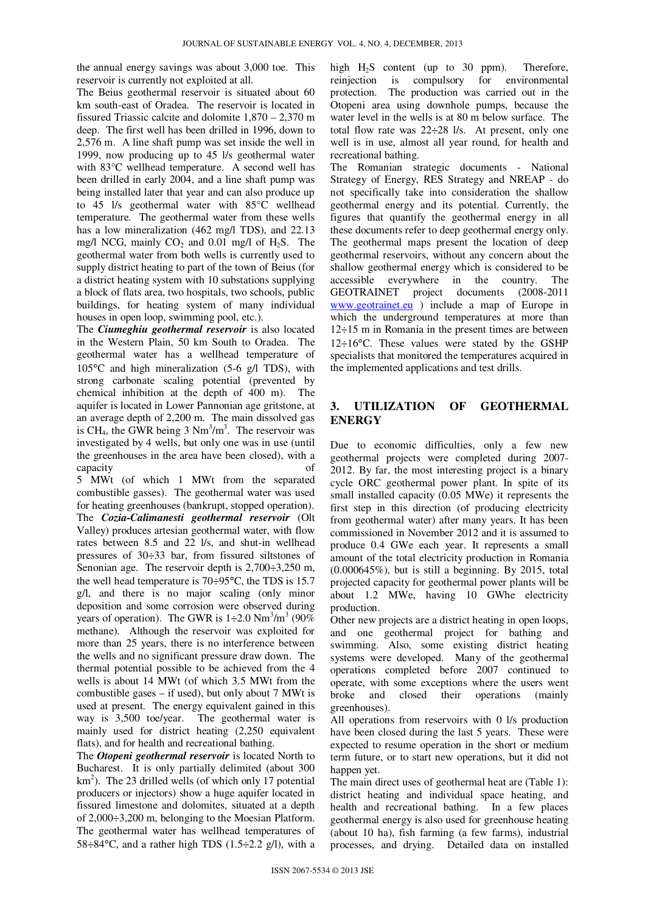the annual energy savings was about 3,000 toe. This reservoir is currently not exploited at all.

The Beius geothermal reservoir is situated about 60 km south-east of Oradea. The reservoir is located in fissured Triassic calcite and dolomite 1,870 – 2,370 m deep. The first well has been drilled in 1996, down to 2,576 m. A line shaft pump was set inside the well in 1999, now producing up to 45 l/s geothermal water with 83°C wellhead temperature. A second well has been drilled in early 2004, and a line shaft pump was being installed later that year and can also produce up to 45 l/s geothermal water with 85°C wellhead temperature. The geothermal water from these wells has a low mineralization (462 mg/l TDS), and 22.13 mg/l NCG, mainly $CO_2$ and 0.01 mg/l of $H_2S$. The geothermal water from both wells is currently used to supply district heating to part of the town of Beius (for a district heating system with 10 substations supplying a block of flats area, two hospitals, two schools, public buildings, for heating system of many individual houses in open loop, swimming pool, etc.).

The ***Ciumeghiu geothermal reservoir*** is also located in the Western Plain, 50 km South to Oradea. The geothermal water has a wellhead temperature of 105°C and high mineralization (5-6 g/l TDS), with strong carbonate scaling potential (prevented by chemical inhibition at the depth of 400 m). The aquifer is located in Lower Pannonian age gritstone, at an average depth of 2,200 m. The main dissolved gas is $CH_4$, the GWR being 3 $Nm^3/m^3$. The reservoir was investigated by 4 wells, but only one was in use (until the greenhouses in the area have been closed), with a capacity of 5 MWt (of which 1 MWt from the separated combustible gasses). The geothermal water was used for heating greenhouses (bankrupt, stopped operation).

The ***Cozia-Calimanesti geothermal reservoir*** (Olt Valley) produces artesian geothermal water, with flow rates between 8.5 and 22 l/s, and shut-in wellhead pressures of 30÷33 bar, from fissured siltstones of Senonian age. The reservoir depth is 2,700÷3,250 m, the well head temperature is 70÷95°C, the TDS is 15.7 g/l, and there is no major scaling (only minor deposition and some corrosion were observed during years of operation). The GWR is 1÷2.0 $Nm^3/m^3$ (90% methane). Although the reservoir was exploited for more than 25 years, there is no interference between the wells and no significant pressure draw down. The thermal potential possible to be achieved from the 4 wells is about 14 MWt (of which 3.5 MWt from the combustible gases – if used), but only about 7 MWt is used at present. The energy equivalent gained in this way is 3,500 toe/year. The geothermal water is mainly used for district heating (2,250 equivalent flats), and for health and recreational bathing.

The ***Otopeni geothermal reservoir*** is located North to Bucharest. It is only partially delimited (about 300 $km^2$). The 23 drilled wells (of which only 17 potential producers or injectors) show a huge aquifer located in fissured limestone and dolomites, situated at a depth of 2,000÷3,200 m, belonging to the Moesian Platform. The geothermal water has wellhead temperatures of 58÷84°C, and a rather high TDS (1.5÷2.2 g/l), with a high $H_2S$ content (up to 30 ppm). Therefore, reinjection is compulsory for environmental protection. The production was carried out in the Otopeni area using downhole pumps, because the water level in the wells is at 80 m below surface. The total flow rate was 22÷28 l/s. At present, only one well is in use, almost all year round, for health and recreational bathing.

The Romanian strategic documents - National Strategy of Energy, RES Strategy and NREAP - do not specifically take into consideration the shallow geothermal energy and its potential. Currently, the figures that quantify the geothermal energy in all these documents refer to deep geothermal energy only. The geothermal maps present the location of deep geothermal reservoirs, without any concern about the shallow geothermal energy which is considered to be accessible everywhere in the country. The GEOTRAINET project documents (2008-2011 www.geotrainet.eu ) include a map of Europe in which the underground temperatures at more than 12÷15 m in Romania in the present times are between 12÷16°C. These values were stated by the GSHP specialists that monitored the temperatures acquired in the implemented applications and test drills.

## 3. UTILIZATION OF GEOTHERMAL ENERGY

Due to economic difficulties, only a few new geothermal projects were completed during 2007-2012. By far, the most interesting project is a binary cycle ORC geothermal power plant. In spite of its small installed capacity (0.05 MWe) it represents the first step in this direction (of producing electricity from geothermal water) after many years. It has been commissioned in November 2012 and it is assumed to produce 0.4 GWe each year. It represents a small amount of the total electricity production in Romania (0.000645%), but is still a beginning. By 2015, total projected capacity for geothermal power plants will be about 1.2 MWe, having 10 GWhe electricity production.

Other new projects are a district heating in open loops, and one geothermal project for bathing and swimming. Also, some existing district heating systems were developed. Many of the geothermal operations completed before 2007 continued to operate, with some exceptions where the users went broke and closed their operations (mainly greenhouses).

All operations from reservoirs with 0 l/s production have been closed during the last 5 years. These were expected to resume operation in the short or medium term future, or to start new operations, but it did not happen yet.

The main direct uses of geothermal heat are (Table 1): district heating and individual space heating, and health and recreational bathing. In a few places geothermal energy is also used for greenhouse heating (about 10 ha), fish farming (a few farms), industrial processes, and drying. Detailed data on installed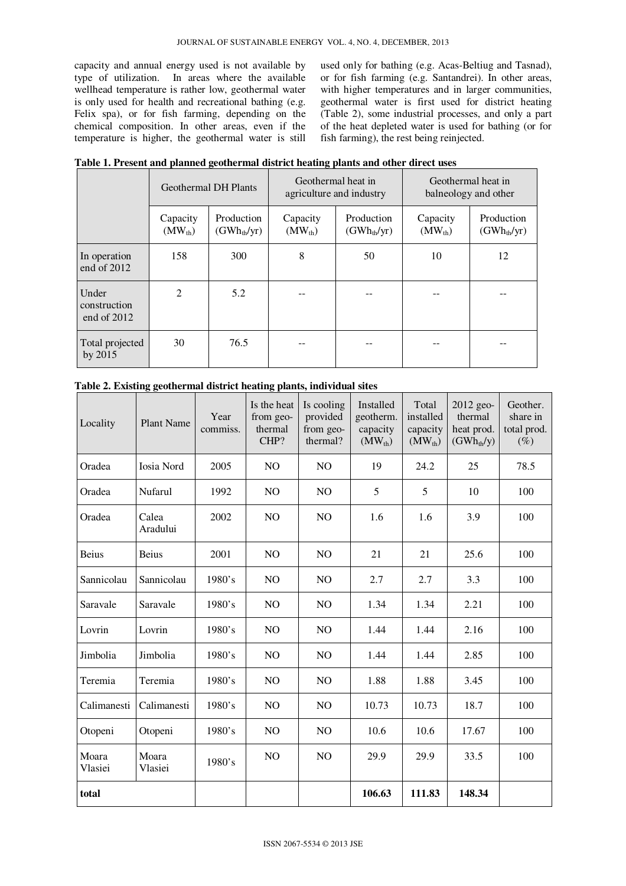capacity and annual energy used is not available by type of utilization. In areas where the available wellhead temperature is rather low, geothermal water is only used for health and recreational bathing (e.g. Felix spa), or for fish farming, depending on the chemical composition. In other areas, even if the temperature is higher, the geothermal water is still used only for bathing (e.g. Acas-Beltiug and Tasnad), or for fish farming (e.g. Santandrei). In other areas, with higher temperatures and in larger communities, geothermal water is first used for district heating (Table 2), some industrial processes, and only a part of the heat depleted water is used for bathing (or for fish farming), the rest being reinjected.

**Table 1. Present and planned geothermal district heating plants and other direct uses**

| | Geothermal DH Plants | | Geothermal heat in agriculture and industry | | Geothermal heat in balneology and other | |
|---|---|---|---|---|---|---|
| | Capacity ($MW_{th}$) | Production ($GWh_{th}$/yr) | Capacity ($MW_{th}$) | Production ($GWh_{th}$/yr) | Capacity ($MW_{th}$) | Production ($GWh_{th}$/yr) |
| In operation end of 2012 | 158 | 300 | 8 | 50 | 10 | 12 |
| Under construction end of 2012 | 2 | 5.2 | -- | -- | -- | -- |
| Total projected by 2015 | 30 | 76.5 | -- | -- | -- | -- |

**Table 2. Existing geothermal district heating plants, individual sites**

| Locality | Plant Name | Year commiss. | Is the heat from geo-thermal CHP? | Is cooling provided from geo-thermal? | Installed geotherm. capacity ($MW_{th}$) | Total installed capacity ($MW_{th}$) | 2012 geo-thermal heat prod. ($GWh_{th}$/y) | Geother. share in total prod. (%) |
|---|---|---|---|---|---|---|---|---|
| Oradea | Iosia Nord | 2005 | NO | NO | 19 | 24.2 | 25 | 78.5 |
| Oradea | Nufarul | 1992 | NO | NO | 5 | 5 | 10 | 100 |
| Oradea | Calea Aradului | 2002 | NO | NO | 1.6 | 1.6 | 3.9 | 100 |
| Beius | Beius | 2001 | NO | NO | 21 | 21 | 25.6 | 100 |
| Sannicolau | Sannicolau | 1980's | NO | NO | 2.7 | 2.7 | 3.3 | 100 |
| Saravale | Saravale | 1980's | NO | NO | 1.34 | 1.34 | 2.21 | 100 |
| Lovrin | Lovrin | 1980's | NO | NO | 1.44 | 1.44 | 2.16 | 100 |
| Jimbolia | Jimbolia | 1980's | NO | NO | 1.44 | 1.44 | 2.85 | 100 |
| Teremia | Teremia | 1980's | NO | NO | 1.88 | 1.88 | 3.45 | 100 |
| Calimanesti | Calimanesti | 1980's | NO | NO | 10.73 | 10.73 | 18.7 | 100 |
| Otopeni | Otopeni | 1980's | NO | NO | 10.6 | 10.6 | 17.67 | 100 |
| Moara Vlasiei | Moara Vlasiei | 1980's | NO | NO | 29.9 | 29.9 | 33.5 | 100 |
| **total** | | | | | **106.63** | **111.83** | **148.34** | |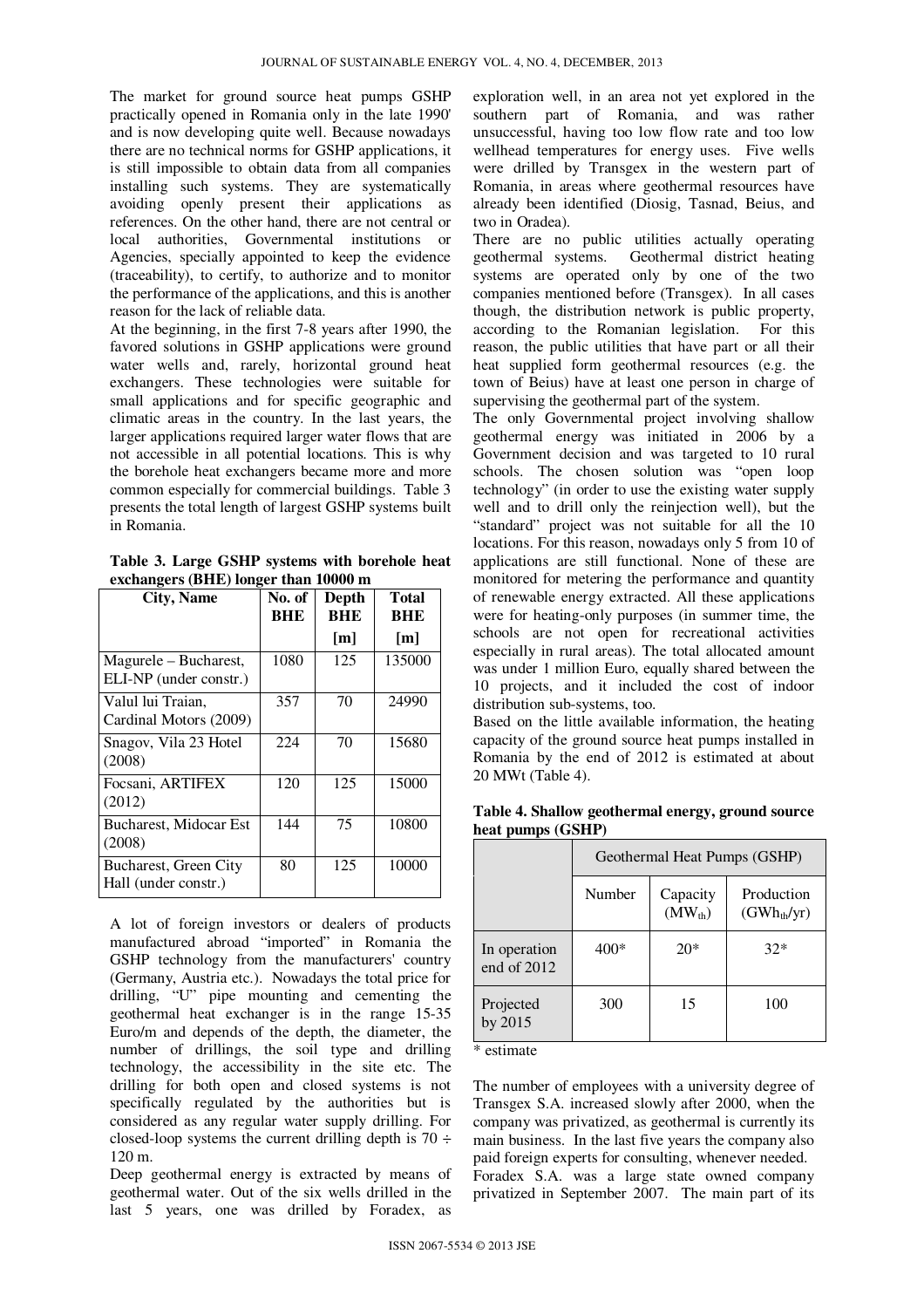The market for ground source heat pumps GSHP practically opened in Romania only in the late 1990' and is now developing quite well. Because nowadays there are no technical norms for GSHP applications, it is still impossible to obtain data from all companies installing such systems. They are systematically avoiding openly present their applications as references. On the other hand, there are not central or local authorities, Governmental institutions or Agencies, specially appointed to keep the evidence (traceability), to certify, to authorize and to monitor the performance of the applications, and this is another reason for the lack of reliable data.

At the beginning, in the first 7-8 years after 1990, the favored solutions in GSHP applications were ground water wells and, rarely, horizontal ground heat exchangers. These technologies were suitable for small applications and for specific geographic and climatic areas in the country. In the last years, the larger applications required larger water flows that are not accessible in all potential locations. This is why the borehole heat exchangers became more and more common especially for commercial buildings. Table 3 presents the total length of largest GSHP systems built in Romania.

**Table 3. Large GSHP systems with borehole heat exchangers (BHE) longer than 10000 m**

| City, Name | No. of BHE | Depth BHE [m] | Total BHE [m] |
|---|---|---|---|
| Magurele – Bucharest, ELI-NP (under constr.) | 1080 | 125 | 135000 |
| Valul lui Traian, Cardinal Motors (2009) | 357 | 70 | 24990 |
| Snagov, Vila 23 Hotel (2008) | 224 | 70 | 15680 |
| Focsani, ARTIFEX (2012) | 120 | 125 | 15000 |
| Bucharest, Midocar Est (2008) | 144 | 75 | 10800 |
| Bucharest, Green City Hall (under constr.) | 80 | 125 | 10000 |

A lot of foreign investors or dealers of products manufactured abroad "imported" in Romania the GSHP technology from the manufacturers' country (Germany, Austria etc.). Nowadays the total price for drilling, "U" pipe mounting and cementing the geothermal heat exchanger is in the range 15-35 Euro/m and depends of the depth, the diameter, the number of drillings, the soil type and drilling technology, the accessibility in the site etc. The drilling for both open and closed systems is not specifically regulated by the authorities but is considered as any regular water supply drilling. For closed-loop systems the current drilling depth is 70 ÷ 120 m.

Deep geothermal energy is extracted by means of geothermal water. Out of the six wells drilled in the last 5 years, one was drilled by Foradex, as exploration well, in an area not yet explored in the southern part of Romania, and was rather unsuccessful, having too low flow rate and too low wellhead temperatures for energy uses. Five wells were drilled by Transgex in the western part of Romania, in areas where geothermal resources have already been identified (Diosig, Tasnad, Beius, and two in Oradea).

There are no public utilities actually operating geothermal systems. Geothermal district heating systems are operated only by one of the two companies mentioned before (Transgex). In all cases though, the distribution network is public property, according to the Romanian legislation. For this reason, the public utilities that have part or all their heat supplied form geothermal resources (e.g. the town of Beius) have at least one person in charge of supervising the geothermal part of the system.

The only Governmental project involving shallow geothermal energy was initiated in 2006 by a Government decision and was targeted to 10 rural schools. The chosen solution was "open loop technology" (in order to use the existing water supply well and to drill only the reinjection well), but the "standard" project was not suitable for all the 10 locations. For this reason, nowadays only 5 from 10 of applications are still functional. None of these are monitored for metering the performance and quantity of renewable energy extracted. All these applications were for heating-only purposes (in summer time, the schools are not open for recreational activities especially in rural areas). The total allocated amount was under 1 million Euro, equally shared between the 10 projects, and it included the cost of indoor distribution sub-systems, too.

Based on the little available information, the heating capacity of the ground source heat pumps installed in Romania by the end of 2012 is estimated at about 20 MWt (Table 4).

**Table 4. Shallow geothermal energy, ground source heat pumps (GSHP)**

| | Geothermal Heat Pumps (GSHP) | | |
|---|---|---|---|
| | Number | Capacity ($MW_{th}$) | Production ($GWh_{th}$/yr) |
| In operation end of 2012 | 400* | 20* | 32* |
| Projected by 2015 | 300 | 15 | 100 |

\* estimate

The number of employees with a university degree of Transgex S.A. increased slowly after 2000, when the company was privatized, as geothermal is currently its main business. In the last five years the company also paid foreign experts for consulting, whenever needed.

Foradex S.A. was a large state owned company privatized in September 2007. The main part of its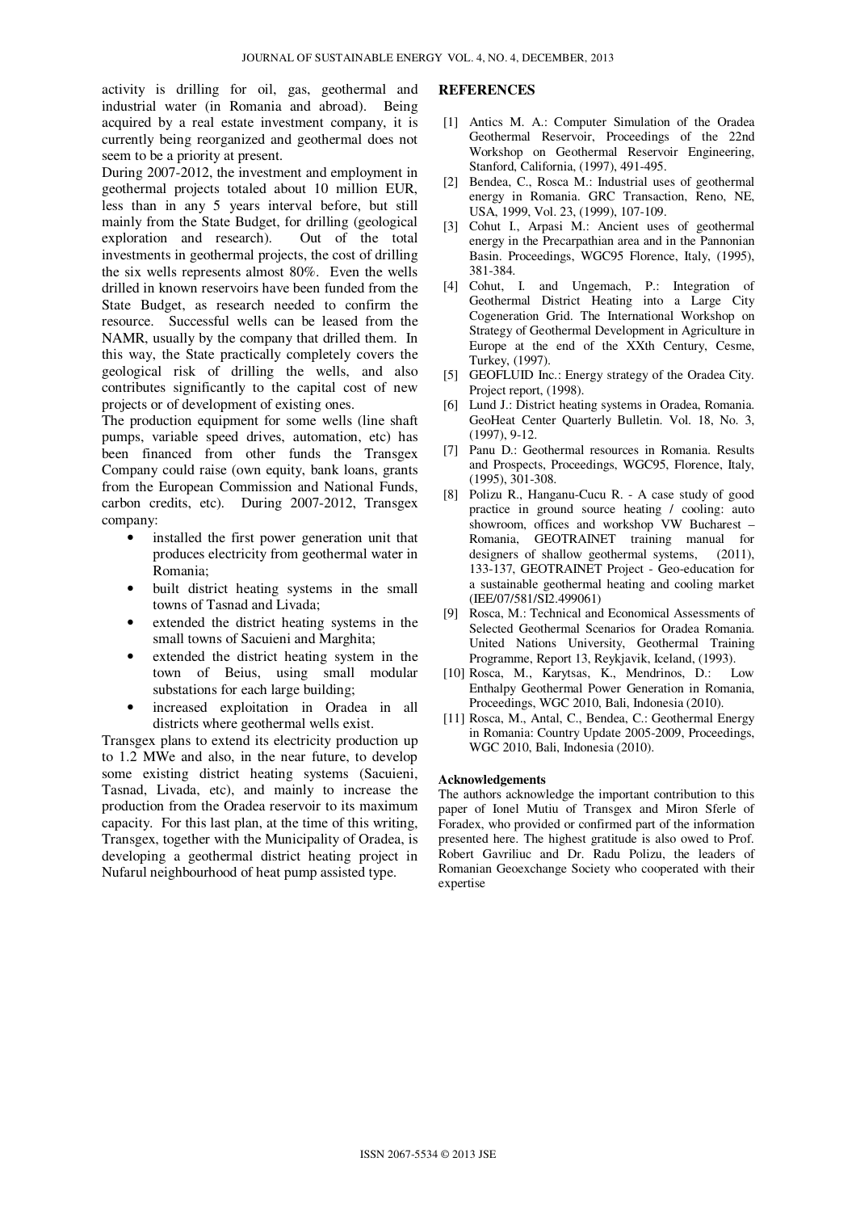activity is drilling for oil, gas, geothermal and industrial water (in Romania and abroad). Being acquired by a real estate investment company, it is currently being reorganized and geothermal does not seem to be a priority at present.

During 2007-2012, the investment and employment in geothermal projects totaled about 10 million EUR, less than in any 5 years interval before, but still mainly from the State Budget, for drilling (geological exploration and research). Out of the total investments in geothermal projects, the cost of drilling the six wells represents almost 80%. Even the wells drilled in known reservoirs have been funded from the State Budget, as research needed to confirm the resource. Successful wells can be leased from the NAMR, usually by the company that drilled them. In this way, the State practically completely covers the geological risk of drilling the wells, and also contributes significantly to the capital cost of new projects or of development of existing ones.

The production equipment for some wells (line shaft pumps, variable speed drives, automation, etc) has been financed from other funds the Transgex Company could raise (own equity, bank loans, grants from the European Commission and National Funds, carbon credits, etc). During 2007-2012, Transgex company:

- installed the first power generation unit that produces electricity from geothermal water in Romania;
- built district heating systems in the small towns of Tasnad and Livada;
- extended the district heating systems in the small towns of Sacuieni and Marghita;
- extended the district heating system in the town of Beius, using small modular substations for each large building;
- increased exploitation in Oradea in all districts where geothermal wells exist.

Transgex plans to extend its electricity production up to 1.2 MWe and also, in the near future, to develop some existing district heating systems (Sacuieni, Tasnad, Livada, etc), and mainly to increase the production from the Oradea reservoir to its maximum capacity. For this last plan, at the time of this writing, Transgex, together with the Municipality of Oradea, is developing a geothermal district heating project in Nufarul neighbourhood of heat pump assisted type.

## REFERENCES

[1] Antics M. A.: Computer Simulation of the Oradea Geothermal Reservoir, Proceedings of the 22nd Workshop on Geothermal Reservoir Engineering, Stanford, California, (1997), 491-495.

[2] Bendea, C., Rosca M.: Industrial uses of geothermal energy in Romania. GRC Transaction, Reno, NE, USA, 1999, Vol. 23, (1999), 107-109.

[3] Cohut I., Arpasi M.: Ancient uses of geothermal energy in the Precarpathian area and in the Pannonian Basin. Proceedings, WGC95 Florence, Italy, (1995), 381-384.

[4] Cohut, I. and Ungemach, P.: Integration of Geothermal District Heating into a Large City Cogeneration Grid. The International Workshop on Strategy of Geothermal Development in Agriculture in Europe at the end of the XXth Century, Cesme, Turkey, (1997).

[5] GEOFLUID Inc.: Energy strategy of the Oradea City. Project report, (1998).

[6] Lund J.: District heating systems in Oradea, Romania. GeoHeat Center Quarterly Bulletin. Vol. 18, No. 3, (1997), 9-12.

[7] Panu D.: Geothermal resources in Romania. Results and Prospects, Proceedings, WGC95, Florence, Italy, (1995), 301-308.

[8] Polizu R., Hanganu-Cucu R. - A case study of good practice in ground source heating / cooling: auto showroom, offices and workshop VW Bucharest – Romania, GEOTRAINET training manual for designers of shallow geothermal systems, (2011), 133-137, GEOTRAINET Project - Geo-education for a sustainable geothermal heating and cooling market (IEE/07/581/SI2.499061)

[9] Rosca, M.: Technical and Economical Assessments of Selected Geothermal Scenarios for Oradea Romania. United Nations University, Geothermal Training Programme, Report 13, Reykjavik, Iceland, (1993).

[10] Rosca, M., Karytsas, K., Mendrinos, D.: Low Enthalpy Geothermal Power Generation in Romania, Proceedings, WGC 2010, Bali, Indonesia (2010).

[11] Rosca, M., Antal, C., Bendea, C.: Geothermal Energy in Romania: Country Update 2005-2009, Proceedings, WGC 2010, Bali, Indonesia (2010).

### Acknowledgements

The authors acknowledge the important contribution to this paper of Ionel Mutiu of Transgex and Miron Sferle of Foradex, who provided or confirmed part of the information presented here. The highest gratitude is also owed to Prof. Robert Gavriliuc and Dr. Radu Polizu, the leaders of Romanian Geoexchange Society who cooperated with their expertise